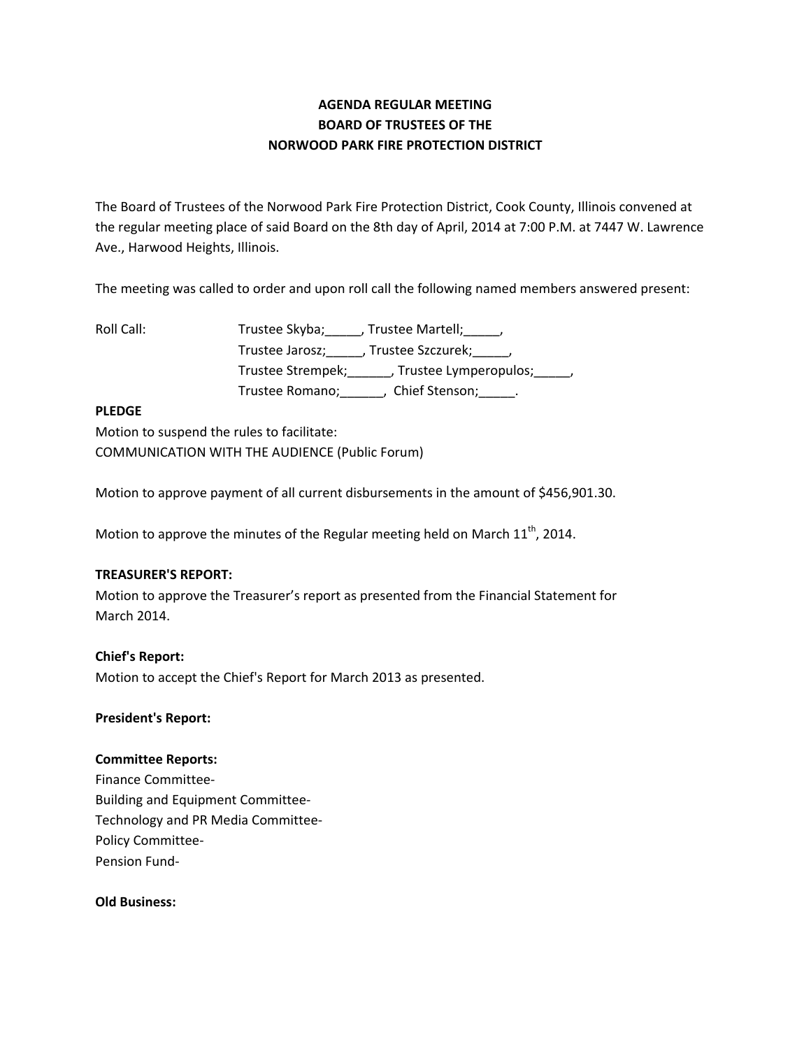# AGENDA REGULAR MEETING
# BOARD OF TRUSTEES OF THE
# NORWOOD PARK FIRE PROTECTION DISTRICT

The Board of Trustees of the Norwood Park Fire Protection District, Cook County, Illinois convened at the regular meeting place of said Board on the 8th day of April, 2014 at 7:00 P.M. at 7447 W. Lawrence Ave., Harwood Heights, Illinois.

The meeting was called to order and upon roll call the following named members answered present:

Roll Call: Trustee Skyba;_____, Trustee Martell;_____,
Trustee Jarosz;_____, Trustee Szczurek;_____,
Trustee Strempek;______, Trustee Lymperopulos;_____,
Trustee Romano;______, Chief Stenson;_____.

**PLEDGE**

Motion to suspend the rules to facilitate:
COMMUNICATION WITH THE AUDIENCE (Public Forum)

Motion to approve payment of all current disbursements in the amount of $456,901.30.

Motion to approve the minutes of the Regular meeting held on March 11th, 2014.

**TREASURER'S REPORT:**

Motion to approve the Treasurer's report as presented from the Financial Statement for March 2014.

**Chief's Report:**

Motion to accept the Chief's Report for March 2013 as presented.

**President's Report:**

**Committee Reports:**

Finance Committee-
Building and Equipment Committee-
Technology and PR Media Committee-
Policy Committee-
Pension Fund-

**Old Business:**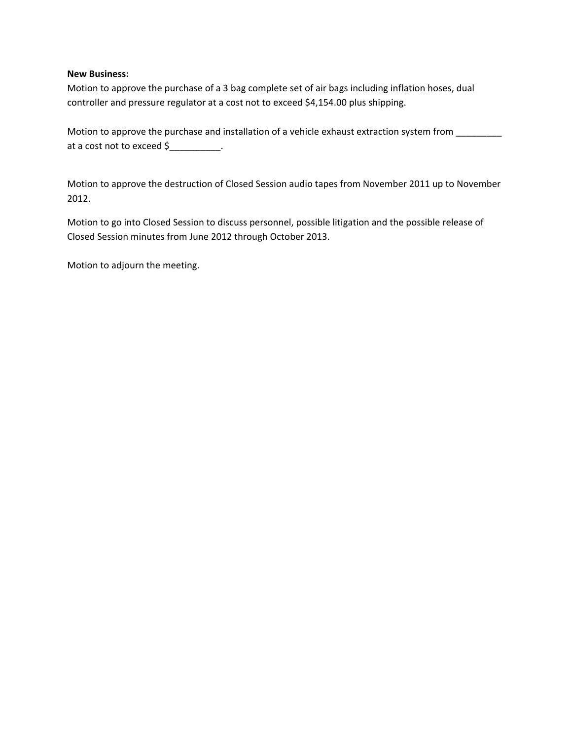**New Business:**

Motion to approve the purchase of a 3 bag complete set of air bags including inflation hoses, dual controller and pressure regulator at a cost not to exceed $4,154.00 plus shipping.

Motion to approve the purchase and installation of a vehicle exhaust extraction system from _________ at a cost not to exceed $__________.

Motion to approve the destruction of Closed Session audio tapes from November 2011 up to November 2012.

Motion to go into Closed Session to discuss personnel, possible litigation and the possible release of Closed Session minutes from June 2012 through October 2013.

Motion to adjourn the meeting.